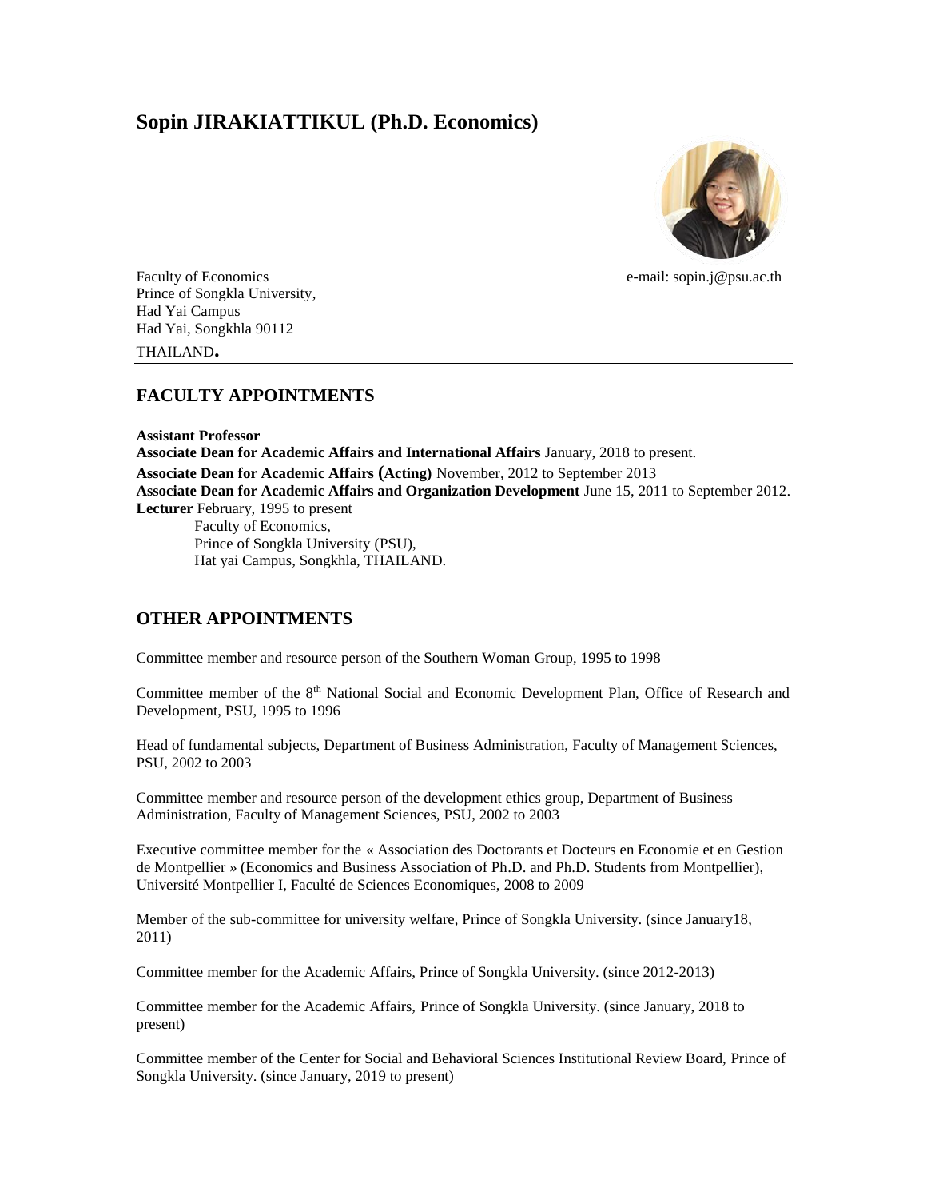# Sopin JIRAKIATTIKUL (Ph.D. Economics)

Faculty of Economics
Prince of Songkla University,
Had Yai Campus
Had Yai, Songkhla 90112
THAILAND.

e-mail: sopin.j@psu.ac.th

## FACULTY APPOINTMENTS

**Assistant Professor**
**Associate Dean for Academic Affairs and International Affairs** January, 2018 to present.
**Associate Dean for Academic Affairs (Acting)** November, 2012 to September 2013
**Associate Dean for Academic Affairs and Organization Development** June 15, 2011 to September 2012.
**Lecturer** February, 1995 to present
Faculty of Economics,
Prince of Songkla University (PSU),
Hat yai Campus, Songkhla, THAILAND.

## OTHER APPOINTMENTS

Committee member and resource person of the Southern Woman Group, 1995 to 1998

Committee member of the 8th National Social and Economic Development Plan, Office of Research and Development, PSU, 1995 to 1996

Head of fundamental subjects, Department of Business Administration, Faculty of Management Sciences, PSU, 2002 to 2003

Committee member and resource person of the development ethics group, Department of Business Administration, Faculty of Management Sciences, PSU, 2002 to 2003

Executive committee member for the « Association des Doctorants et Docteurs en Economie et en Gestion de Montpellier » (Economics and Business Association of Ph.D. and Ph.D. Students from Montpellier), Université Montpellier I, Faculté de Sciences Economiques, 2008 to 2009

Member of the sub-committee for university welfare, Prince of Songkla University. (since January18, 2011)

Committee member for the Academic Affairs, Prince of Songkla University. (since 2012-2013)

Committee member for the Academic Affairs, Prince of Songkla University. (since January, 2018 to present)

Committee member of the Center for Social and Behavioral Sciences Institutional Review Board, Prince of Songkla University. (since January, 2019 to present)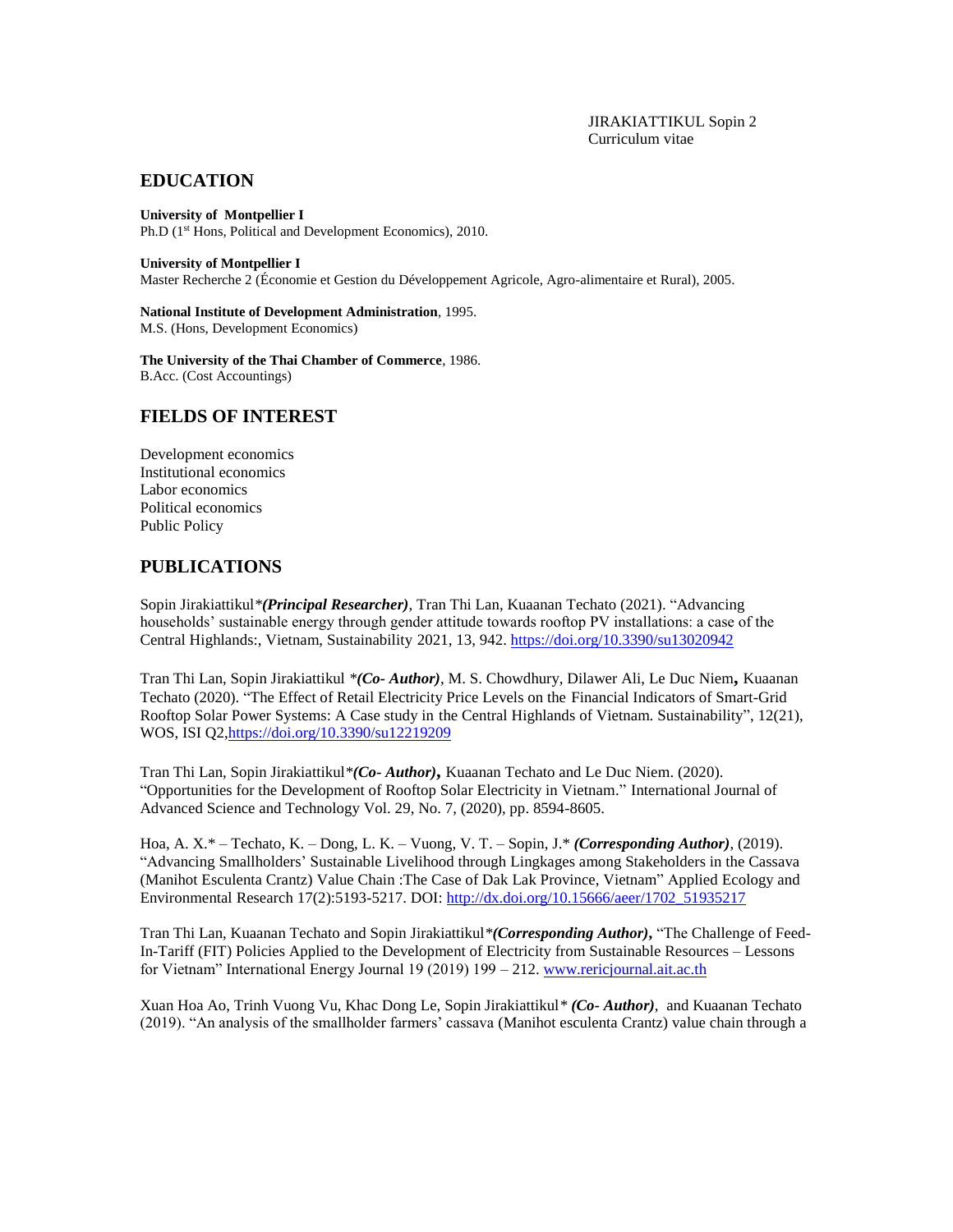## EDUCATION

**University of Montpellier I**
Ph.D (1st Hons, Political and Development Economics), 2010.

**University of Montpellier I**
Master Recherche 2 (Économie et Gestion du Développement Agricole, Agro-alimentaire et Rural), 2005.

**National Institute of Development Administration**, 1995.
M.S. (Hons, Development Economics)

**The University of the Thai Chamber of Commerce**, 1986.
B.Acc. (Cost Accountings)

## FIELDS OF INTEREST

Development economics
Institutional economics
Labor economics
Political economics
Public Policy

## PUBLICATIONS

Sopin Jirakiattikul**(Principal Researcher)*, Tran Thi Lan, Kuaanan Techato (2021). "Advancing households' sustainable energy through gender attitude towards rooftop PV installations: a case of the Central Highlands:, Vietnam, Sustainability 2021, 13, 942. https://doi.org/10.3390/su13020942

Tran Thi Lan, Sopin Jirakiattikul **(Co- Author)*, M. S. Chowdhury, Dilawer Ali, Le Duc Niem**,** Kuaanan Techato (2020). "The Effect of Retail Electricity Price Levels on the Financial Indicators of Smart-Grid Rooftop Solar Power Systems: A Case study in the Central Highlands of Vietnam. Sustainability", 12(21), WOS, ISI Q2,https://doi.org/10.3390/su12219209

Tran Thi Lan, Sopin Jirakiattikul**(Co- Author)*, Kuaanan Techato and Le Duc Niem. (2020). "Opportunities for the Development of Rooftop Solar Electricity in Vietnam." International Journal of Advanced Science and Technology Vol. 29, No. 7, (2020), pp. 8594-8605.

Hoa, A. X.* – Techato, K. – Dong, L. K. – Vuong, V. T. – Sopin, J.* ***(Corresponding Author)***, (2019). "Advancing Smallholders' Sustainable Livelihood through Lingkages among Stakeholders in the Cassava (Manihot Esculenta Crantz) Value Chain :The Case of Dak Lak Province, Vietnam" Applied Ecology and Environmental Research 17(2):5193-5217. DOI: http://dx.doi.org/10.15666/aeer/1702_51935217

Tran Thi Lan, Kuaanan Techato and Sopin Jirakiattikul**(Corresponding Author)*, "The Challenge of Feed-In-Tariff (FIT) Policies Applied to the Development of Electricity from Sustainable Resources – Lessons for Vietnam" International Energy Journal 19 (2019) 199 – 212. www.rericjournal.ait.ac.th

Xuan Hoa Ao, Trinh Vuong Vu, Khac Dong Le, Sopin Jirakiattikul* ***(Co- Author)***, and Kuaanan Techato (2019). "An analysis of the smallholder farmers' cassava (Manihot esculenta Crantz) value chain through a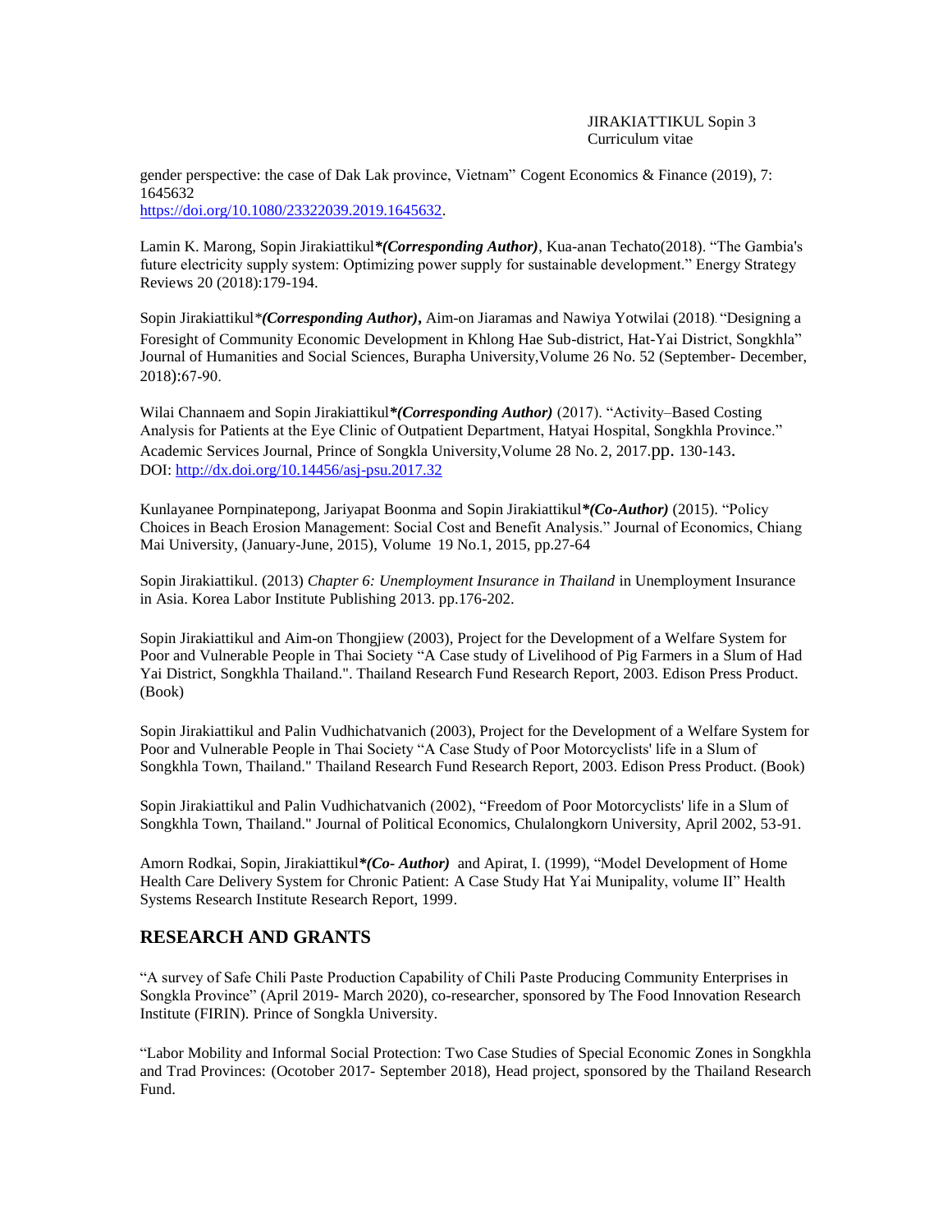gender perspective: the case of Dak Lak province, Vietnam" Cogent Economics & Finance (2019), 7: 1645632
https://doi.org/10.1080/23322039.2019.1645632.

Lamin K. Marong, Sopin Jirakiattikul***(Corresponding Author)***, Kua-anan Techato(2018). "The Gambia's future electricity supply system: Optimizing power supply for sustainable development." Energy Strategy Reviews 20 (2018):179-194.

Sopin Jirakiattikul****(Corresponding Author)*****,** Aim-on Jiaramas and Nawiya Yotwilai (2018). "Designing a Foresight of Community Economic Development in Khlong Hae Sub-district, Hat-Yai District, Songkhla" Journal of Humanities and Social Sciences, Burapha University,Volume 26 No. 52 (September- December, 2018):67-90.

Wilai Channaem and Sopin Jirakiattikul***(Corresponding Author)*** (2017). "Activity–Based Costing Analysis for Patients at the Eye Clinic of Outpatient Department, Hatyai Hospital, Songkhla Province." Academic Services Journal, Prince of Songkla University,Volume 28 No. 2, 2017.pp. 130-143.
DOI: http://dx.doi.org/10.14456/asj-psu.2017.32

Kunlayanee Pornpinatepong, Jariyapat Boonma and Sopin Jirakiattikul***(Co-Author)*** (2015). "Policy Choices in Beach Erosion Management: Social Cost and Benefit Analysis." Journal of Economics, Chiang Mai University, (January-June, 2015), Volume 19 No.1, 2015, pp.27-64

Sopin Jirakiattikul. (2013) *Chapter 6: Unemployment Insurance in Thailand* in Unemployment Insurance in Asia. Korea Labor Institute Publishing 2013. pp.176-202.

Sopin Jirakiattikul and Aim-on Thongjiew (2003), Project for the Development of a Welfare System for Poor and Vulnerable People in Thai Society "A Case study of Livelihood of Pig Farmers in a Slum of Had Yai District, Songkhla Thailand.". Thailand Research Fund Research Report, 2003. Edison Press Product. (Book)

Sopin Jirakiattikul and Palin Vudhichatvanich (2003), Project for the Development of a Welfare System for Poor and Vulnerable People in Thai Society "A Case Study of Poor Motorcyclists' life in a Slum of Songkhla Town, Thailand." Thailand Research Fund Research Report, 2003. Edison Press Product. (Book)

Sopin Jirakiattikul and Palin Vudhichatvanich (2002), "Freedom of Poor Motorcyclists' life in a Slum of Songkhla Town, Thailand." Journal of Political Economics, Chulalongkorn University, April 2002, 53-91.

Amorn Rodkai, Sopin, Jirakiattikul***(Co- Author)*** and Apirat, I. (1999), "Model Development of Home Health Care Delivery System for Chronic Patient: A Case Study Hat Yai Munipality, volume II" Health Systems Research Institute Research Report, 1999.

## RESEARCH AND GRANTS

"A survey of Safe Chili Paste Production Capability of Chili Paste Producing Community Enterprises in Songkla Province" (April 2019- March 2020), co-researcher, sponsored by The Food Innovation Research Institute (FIRIN). Prince of Songkla University.

"Labor Mobility and Informal Social Protection: Two Case Studies of Special Economic Zones in Songkhla and Trad Provinces: (Ocotober 2017- September 2018), Head project, sponsored by the Thailand Research Fund.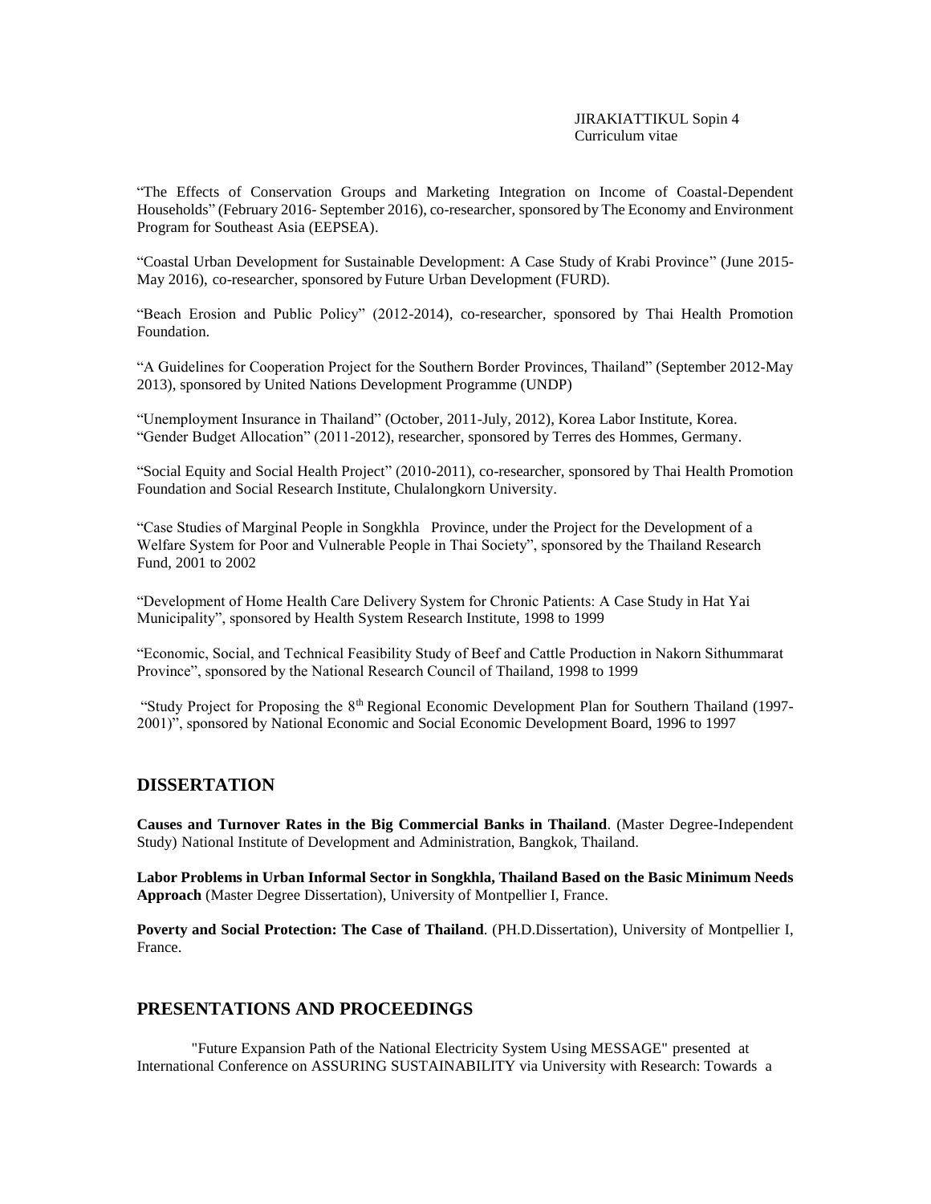“The Effects of Conservation Groups and Marketing Integration on Income of Coastal-Dependent Households” (February 2016- September 2016), co-researcher, sponsored by The Economy and Environment Program for Southeast Asia (EEPSEA).

“Coastal Urban Development for Sustainable Development: A Case Study of Krabi Province” (June 2015-May 2016), co-researcher, sponsored by Future Urban Development (FURD).

“Beach Erosion and Public Policy” (2012-2014), co-researcher, sponsored by Thai Health Promotion Foundation.

“A Guidelines for Cooperation Project for the Southern Border Provinces, Thailand” (September 2012-May 2013), sponsored by United Nations Development Programme (UNDP)

“Unemployment Insurance in Thailand” (October, 2011-July, 2012), Korea Labor Institute, Korea.
“Gender Budget Allocation” (2011-2012), researcher, sponsored by Terres des Hommes, Germany.

“Social Equity and Social Health Project” (2010-2011), co-researcher, sponsored by Thai Health Promotion Foundation and Social Research Institute, Chulalongkorn University.

“Case Studies of Marginal People in Songkhla Province, under the Project for the Development of a Welfare System for Poor and Vulnerable People in Thai Society”, sponsored by the Thailand Research Fund, 2001 to 2002

“Development of Home Health Care Delivery System for Chronic Patients: A Case Study in Hat Yai Municipality”, sponsored by Health System Research Institute, 1998 to 1999

“Economic, Social, and Technical Feasibility Study of Beef and Cattle Production in Nakorn Sithummarat Province”, sponsored by the National Research Council of Thailand, 1998 to 1999

“Study Project for Proposing the 8th Regional Economic Development Plan for Southern Thailand (1997-2001)”, sponsored by National Economic and Social Economic Development Board, 1996 to 1997

## DISSERTATION

**Causes and Turnover Rates in the Big Commercial Banks in Thailand**. (Master Degree-Independent Study) National Institute of Development and Administration, Bangkok, Thailand.

**Labor Problems in Urban Informal Sector in Songkhla, Thailand Based on the Basic Minimum Needs Approach** (Master Degree Dissertation), University of Montpellier I, France.

**Poverty and Social Protection: The Case of Thailand**. (PH.D.Dissertation), University of Montpellier I, France.

## PRESENTATIONS AND PROCEEDINGS

"Future Expansion Path of the National Electricity System Using MESSAGE" presented at International Conference on ASSURING SUSTAINABILITY via University with Research: Towards a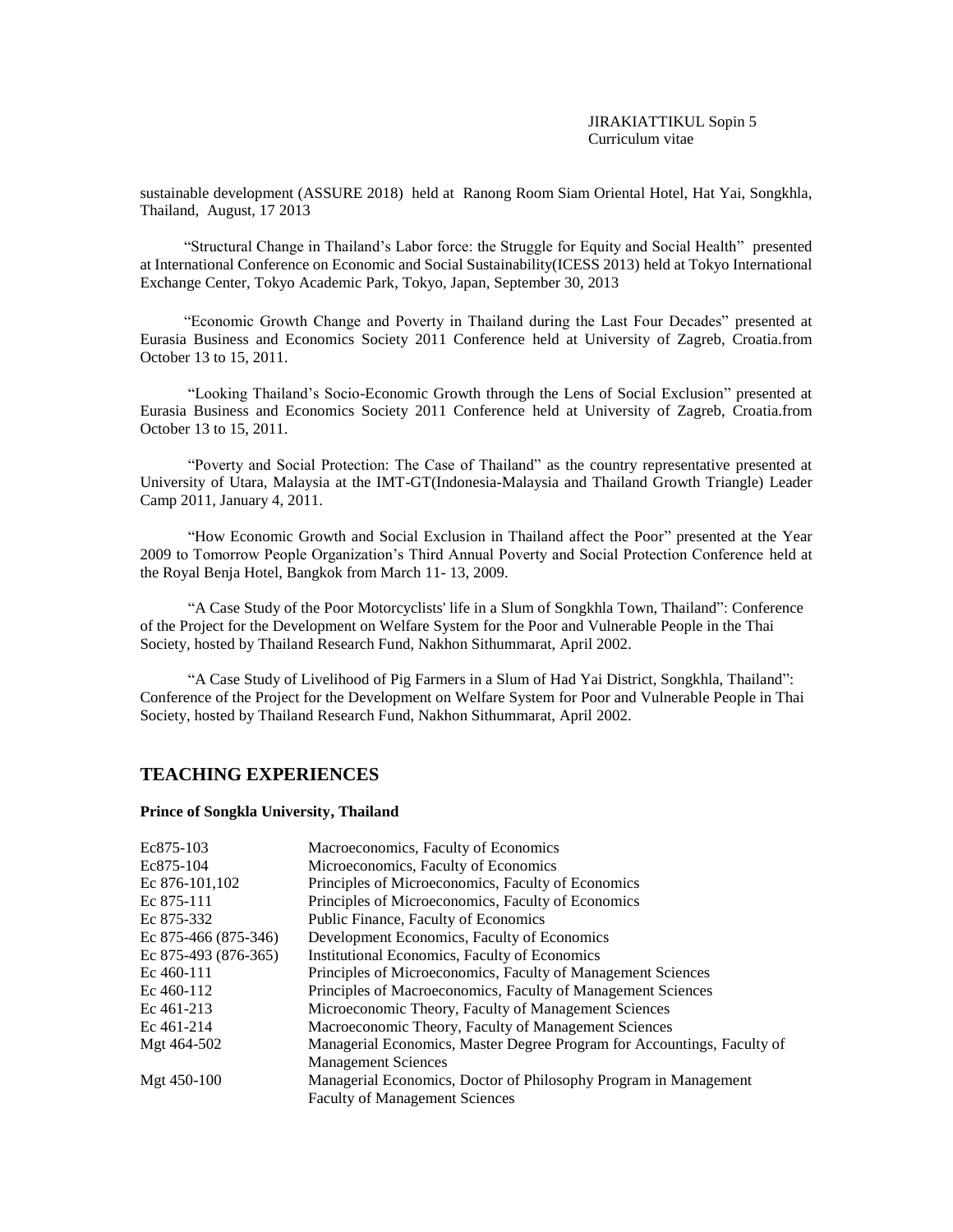sustainable development (ASSURE 2018) held at Ranong Room Siam Oriental Hotel, Hat Yai, Songkhla, Thailand, August, 17 2013

"Structural Change in Thailand's Labor force: the Struggle for Equity and Social Health" presented at International Conference on Economic and Social Sustainability(ICESS 2013) held at Tokyo International Exchange Center, Tokyo Academic Park, Tokyo, Japan, September 30, 2013

"Economic Growth Change and Poverty in Thailand during the Last Four Decades" presented at Eurasia Business and Economics Society 2011 Conference held at University of Zagreb, Croatia.from October 13 to 15, 2011.

"Looking Thailand's Socio-Economic Growth through the Lens of Social Exclusion" presented at Eurasia Business and Economics Society 2011 Conference held at University of Zagreb, Croatia.from October 13 to 15, 2011.

"Poverty and Social Protection: The Case of Thailand" as the country representative presented at University of Utara, Malaysia at the IMT-GT(Indonesia-Malaysia and Thailand Growth Triangle) Leader Camp 2011, January 4, 2011.

"How Economic Growth and Social Exclusion in Thailand affect the Poor" presented at the Year 2009 to Tomorrow People Organization's Third Annual Poverty and Social Protection Conference held at the Royal Benja Hotel, Bangkok from March 11- 13, 2009.

"A Case Study of the Poor Motorcyclists' life in a Slum of Songkhla Town, Thailand": Conference of the Project for the Development on Welfare System for the Poor and Vulnerable People in the Thai Society, hosted by Thailand Research Fund, Nakhon Sithummarat, April 2002.

"A Case Study of Livelihood of Pig Farmers in a Slum of Had Yai District, Songkhla, Thailand": Conference of the Project for the Development on Welfare System for Poor and Vulnerable People in Thai Society, hosted by Thailand Research Fund, Nakhon Sithummarat, April 2002.

## TEACHING EXPERIENCES

**Prince of Songkla University, Thailand**

| | |
|---|---|
| Ec875-103 | Macroeconomics, Faculty of Economics |
| Ec875-104 | Microeconomics, Faculty of Economics |
| Ec 876-101,102 | Principles of Microeconomics, Faculty of Economics |
| Ec 875-111 | Principles of Microeconomics, Faculty of Economics |
| Ec 875-332 | Public Finance, Faculty of Economics |
| Ec 875-466 (875-346) | Development Economics, Faculty of Economics |
| Ec 875-493 (876-365) | Institutional Economics, Faculty of Economics |
| Ec 460-111 | Principles of Microeconomics, Faculty of Management Sciences |
| Ec 460-112 | Principles of Macroeconomics, Faculty of Management Sciences |
| Ec 461-213 | Microeconomic Theory, Faculty of Management Sciences |
| Ec 461-214 | Macroeconomic Theory, Faculty of Management Sciences |
| Mgt 464-502 | Managerial Economics, Master Degree Program for Accountings, Faculty of Management Sciences |
| Mgt 450-100 | Managerial Economics, Doctor of Philosophy Program in Management Faculty of Management Sciences |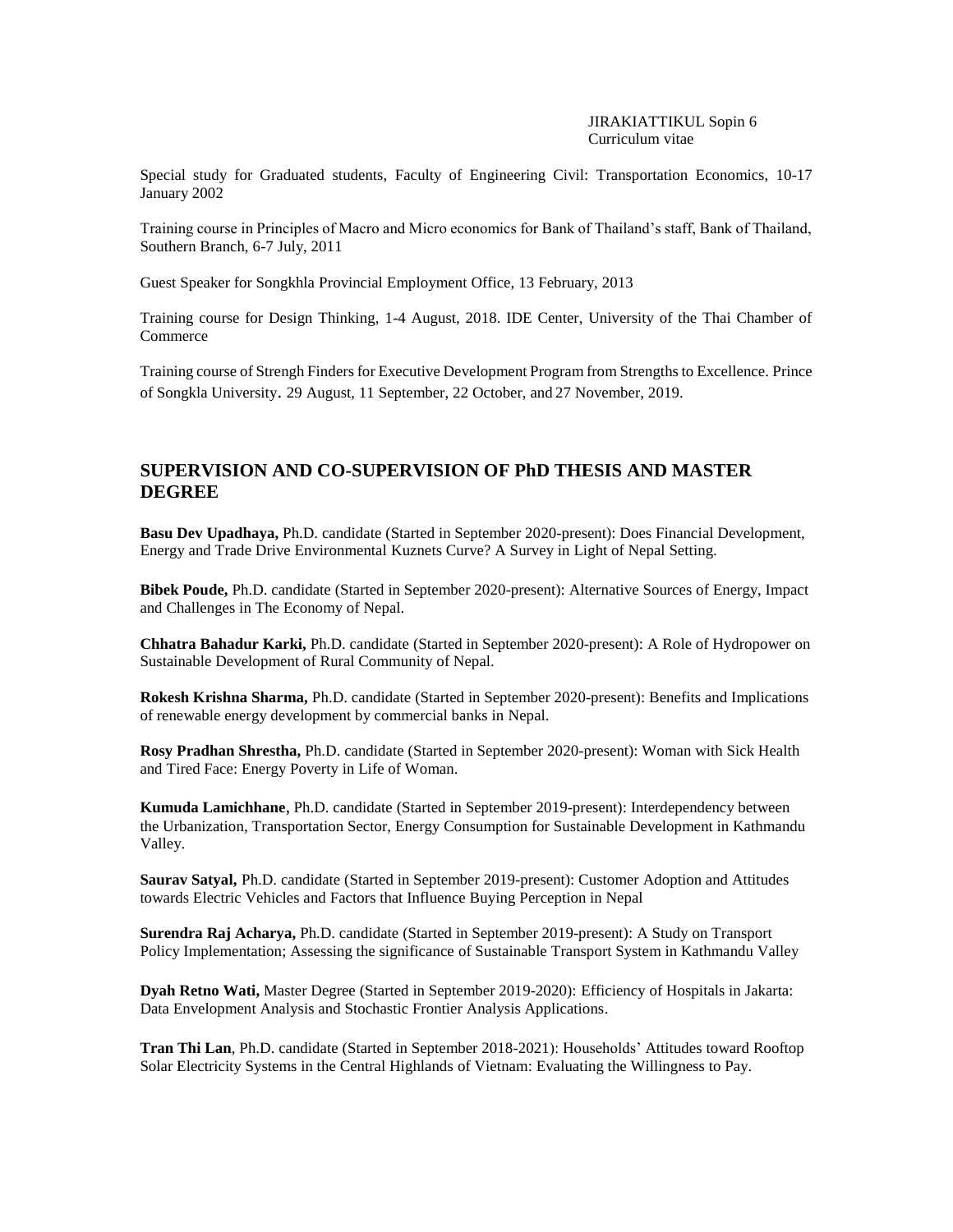Special study for Graduated students, Faculty of Engineering Civil: Transportation Economics, 10-17 January 2002

Training course in Principles of Macro and Micro economics for Bank of Thailand's staff, Bank of Thailand, Southern Branch, 6-7 July, 2011

Guest Speaker for Songkhla Provincial Employment Office, 13 February, 2013

Training course for Design Thinking, 1-4 August, 2018. IDE Center, University of the Thai Chamber of Commerce

Training course of Strengh Finders for Executive Development Program from Strengths to Excellence. Prince of Songkla University. 29 August, 11 September, 22 October, and 27 November, 2019.

## SUPERVISION AND CO-SUPERVISION OF PhD THESIS AND MASTER DEGREE

**Basu Dev Upadhaya,** Ph.D. candidate (Started in September 2020-present): Does Financial Development, Energy and Trade Drive Environmental Kuznets Curve? A Survey in Light of Nepal Setting.

**Bibek Poude,** Ph.D. candidate (Started in September 2020-present): Alternative Sources of Energy, Impact and Challenges in The Economy of Nepal.

**Chhatra Bahadur Karki,** Ph.D. candidate (Started in September 2020-present): A Role of Hydropower on Sustainable Development of Rural Community of Nepal.

**Rokesh Krishna Sharma,** Ph.D. candidate (Started in September 2020-present): Benefits and Implications of renewable energy development by commercial banks in Nepal.

**Rosy Pradhan Shrestha,** Ph.D. candidate (Started in September 2020-present): Woman with Sick Health and Tired Face: Energy Poverty in Life of Woman.

**Kumuda Lamichhane**, Ph.D. candidate (Started in September 2019-present): Interdependency between the Urbanization, Transportation Sector, Energy Consumption for Sustainable Development in Kathmandu Valley.

**Saurav Satyal,** Ph.D. candidate (Started in September 2019-present): Customer Adoption and Attitudes towards Electric Vehicles and Factors that Influence Buying Perception in Nepal

**Surendra Raj Acharya,** Ph.D. candidate (Started in September 2019-present): A Study on Transport Policy Implementation; Assessing the significance of Sustainable Transport System in Kathmandu Valley

**Dyah Retno Wati,** Master Degree (Started in September 2019-2020): Efficiency of Hospitals in Jakarta: Data Envelopment Analysis and Stochastic Frontier Analysis Applications.

**Tran Thi Lan**, Ph.D. candidate (Started in September 2018-2021): Households' Attitudes toward Rooftop Solar Electricity Systems in the Central Highlands of Vietnam: Evaluating the Willingness to Pay.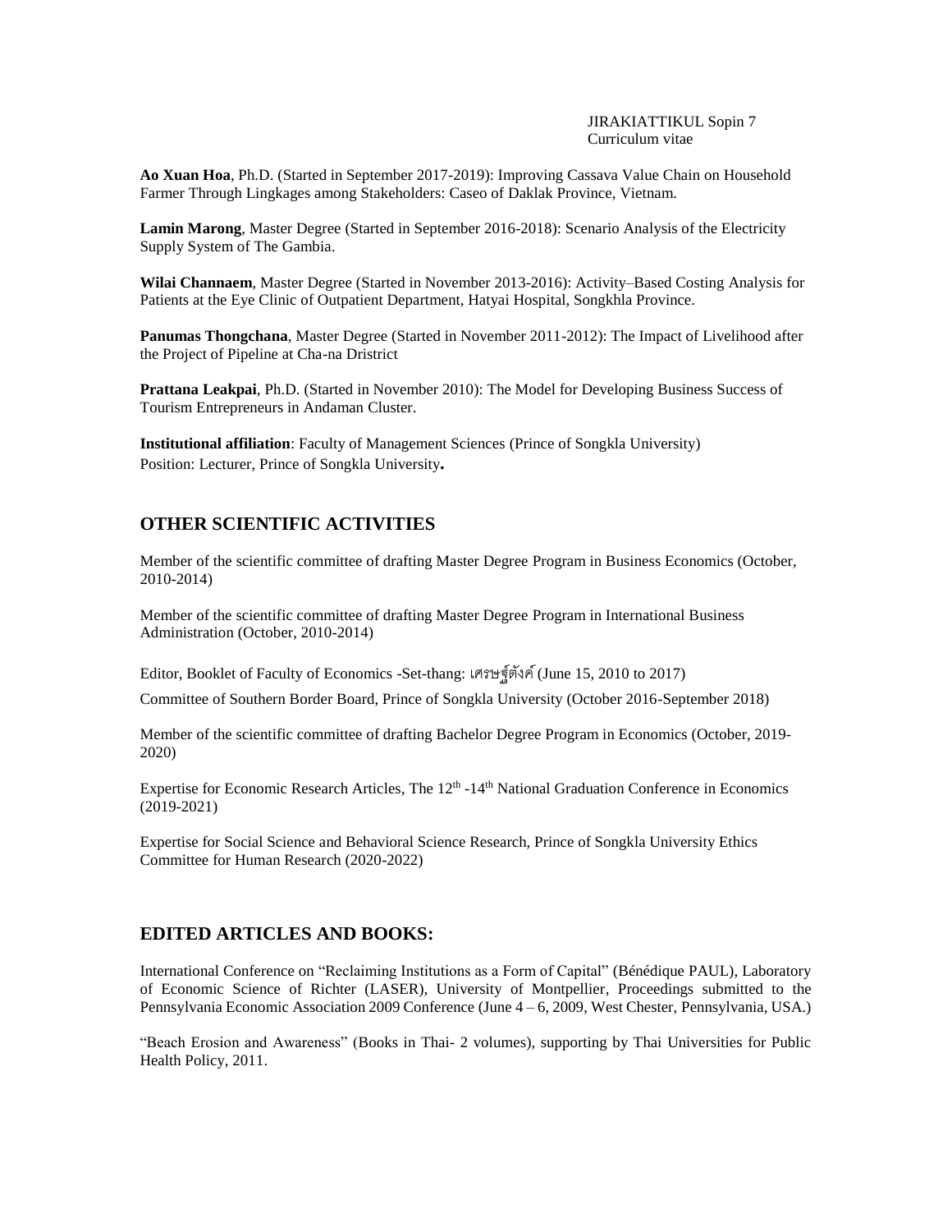**Ao Xuan Hoa**, Ph.D. (Started in September 2017-2019): Improving Cassava Value Chain on Household Farmer Through Lingkages among Stakeholders: Caseo of Daklak Province, Vietnam.

**Lamin Marong**, Master Degree (Started in September 2016-2018): Scenario Analysis of the Electricity Supply System of The Gambia.

**Wilai Channaem**, Master Degree (Started in November 2013-2016): Activity–Based Costing Analysis for Patients at the Eye Clinic of Outpatient Department, Hatyai Hospital, Songkhla Province.

**Panumas Thongchana**, Master Degree (Started in November 2011-2012): The Impact of Livelihood after the Project of Pipeline at Cha-na Dristrict

**Prattana Leakpai**, Ph.D. (Started in November 2010): The Model for Developing Business Success of Tourism Entrepreneurs in Andaman Cluster.

**Institutional affiliation**: Faculty of Management Sciences (Prince of Songkla University)
Position: Lecturer, Prince of Songkla University**.**

## OTHER SCIENTIFIC ACTIVITIES

Member of the scientific committee of drafting Master Degree Program in Business Economics (October, 2010-2014)

Member of the scientific committee of drafting Master Degree Program in International Business Administration (October, 2010-2014)

Editor, Booklet of Faculty of Economics -Set-thang: เศรษฐ์ตังค์ (June 15, 2010 to 2017)

Committee of Southern Border Board, Prince of Songkla University (October 2016-September 2018)

Member of the scientific committee of drafting Bachelor Degree Program in Economics (October, 2019-2020)

Expertise for Economic Research Articles, The 12th -14th National Graduation Conference in Economics (2019-2021)

Expertise for Social Science and Behavioral Science Research, Prince of Songkla University Ethics Committee for Human Research (2020-2022)

## EDITED ARTICLES AND BOOKS:

International Conference on "Reclaiming Institutions as a Form of Capital" (Bénédique PAUL), Laboratory of Economic Science of Richter (LASER), University of Montpellier, Proceedings submitted to the Pennsylvania Economic Association 2009 Conference (June 4 – 6, 2009, West Chester, Pennsylvania, USA.)

"Beach Erosion and Awareness" (Books in Thai- 2 volumes), supporting by Thai Universities for Public Health Policy, 2011.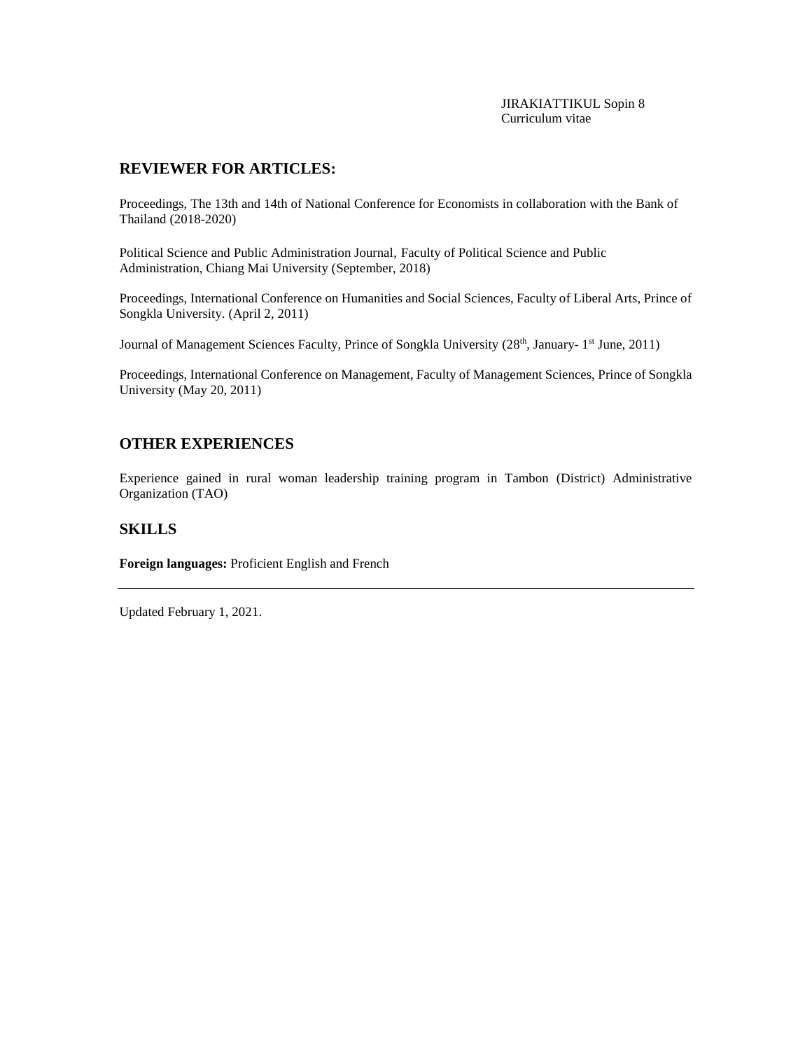## REVIEWER FOR ARTICLES:

Proceedings, The 13th and 14th of National Conference for Economists in collaboration with the Bank of Thailand (2018-2020)

Political Science and Public Administration Journal, Faculty of Political Science and Public Administration, Chiang Mai University (September, 2018)

Proceedings, International Conference on Humanities and Social Sciences, Faculty of Liberal Arts, Prince of Songkla University. (April 2, 2011)

Journal of Management Sciences Faculty, Prince of Songkla University (28th, January- 1st June, 2011)

Proceedings, International Conference on Management, Faculty of Management Sciences, Prince of Songkla University (May 20, 2011)

## OTHER EXPERIENCES

Experience gained in rural woman leadership training program in Tambon (District) Administrative Organization (TAO)

## SKILLS

**Foreign languages:** Proficient English and French

---

Updated February 1, 2021.